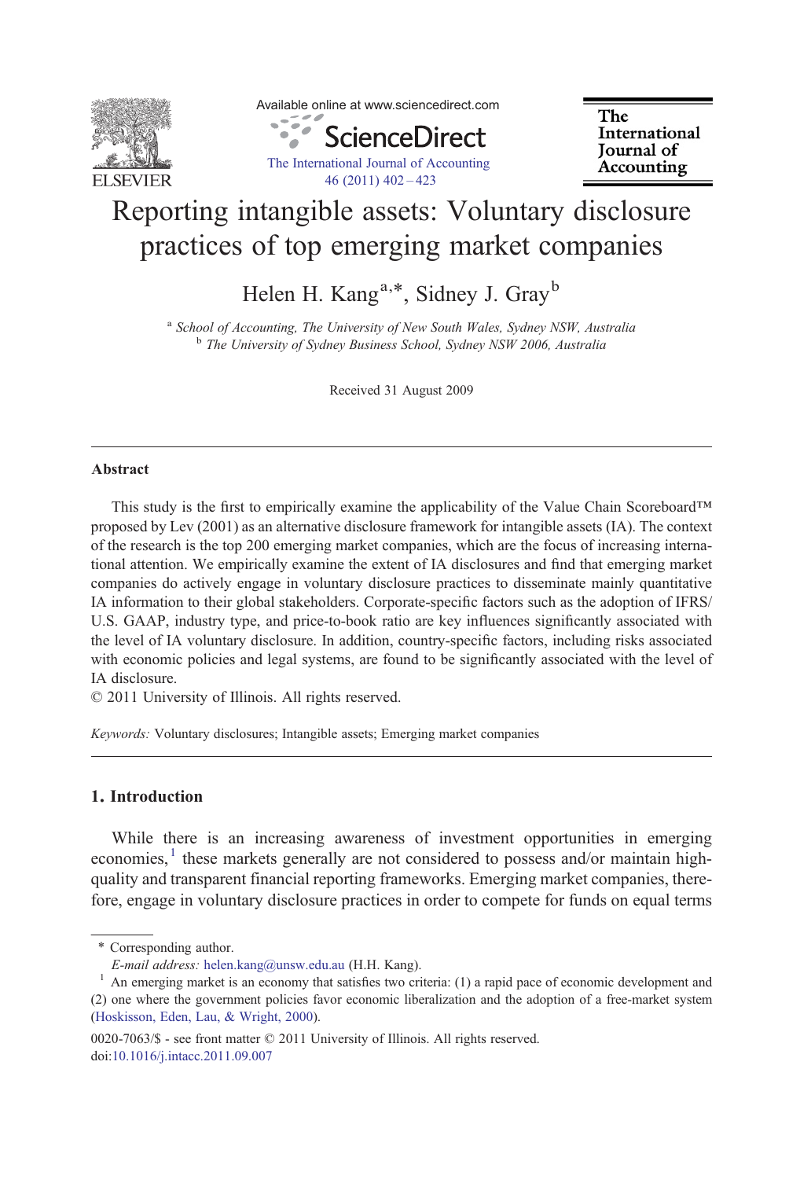# Reporting intangible assets: Voluntary disclosure practices of top emerging market companies

Helen H. Kang[a,*], Sidney J. Gray[b]

[a] *School of Accounting, The University of New South Wales, Sydney NSW, Australia*
[b] *The University of Sydney Business School, Sydney NSW 2006, Australia*

Received 31 August 2009

## Abstract

This study is the first to empirically examine the applicability of the Value Chain Scoreboard™ proposed by Lev (2001) as an alternative disclosure framework for intangible assets (IA). The context of the research is the top 200 emerging market companies, which are the focus of increasing international attention. We empirically examine the extent of IA disclosures and find that emerging market companies do actively engage in voluntary disclosure practices to disseminate mainly quantitative IA information to their global stakeholders. Corporate-specific factors such as the adoption of IFRS/U.S. GAAP, industry type, and price-to-book ratio are key influences significantly associated with the level of IA voluntary disclosure. In addition, country-specific factors, including risks associated with economic policies and legal systems, are found to be significantly associated with the level of IA disclosure.

© 2011 University of Illinois. All rights reserved.

*Keywords:* Voluntary disclosures; Intangible assets; Emerging market companies

## 1. Introduction

While there is an increasing awareness of investment opportunities in emerging economies,[1] these markets generally are not considered to possess and/or maintain high-quality and transparent financial reporting frameworks. Emerging market companies, therefore, engage in voluntary disclosure practices in order to compete for funds on equal terms

---

\* Corresponding author.
*E-mail address:* helen.kang@unsw.edu.au (H.H. Kang).

[1] An emerging market is an economy that satisfies two criteria: (1) a rapid pace of economic development and (2) one where the government policies favor economic liberalization and the adoption of a free-market system (Hoskisson, Eden, Lau, & Wright, 2000).

0020-7063/$ - see front matter © 2011 University of Illinois. All rights reserved.
doi:10.1016/j.intacc.2011.09.007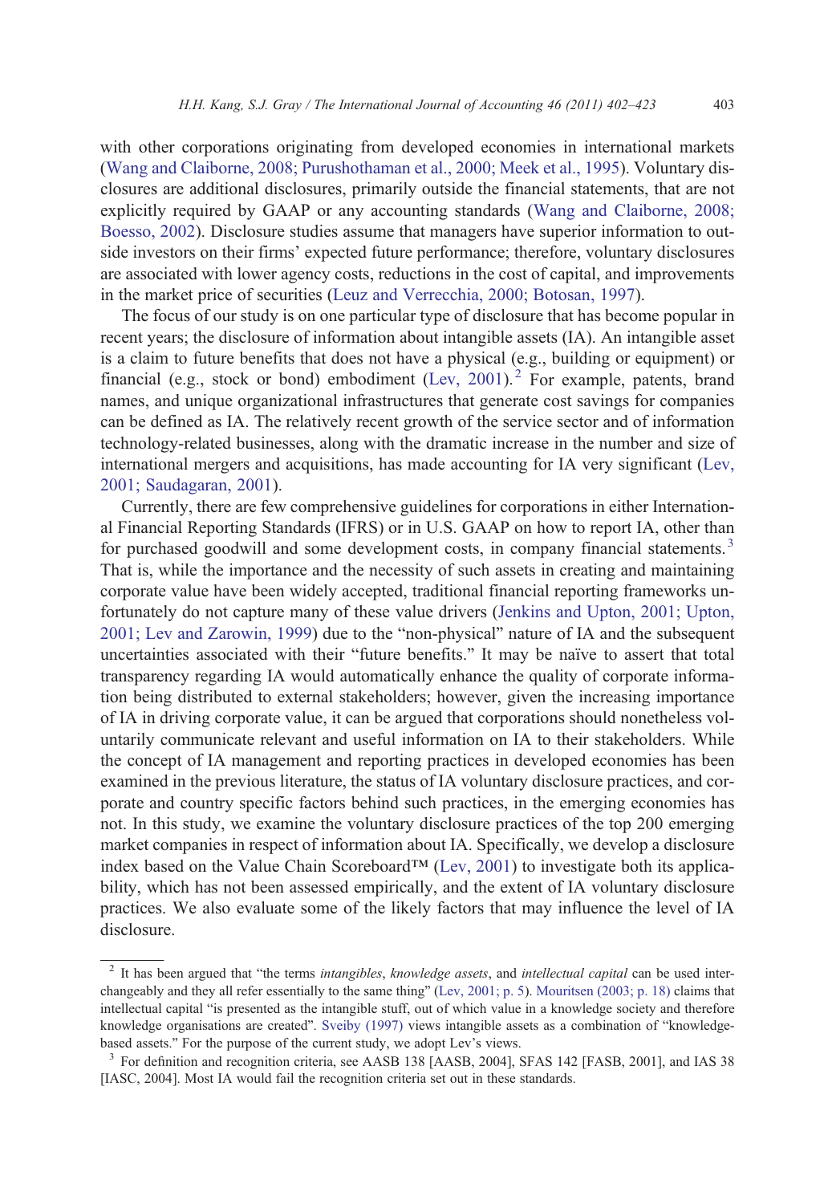with other corporations originating from developed economies in international markets (Wang and Claiborne, 2008; Purushothaman et al., 2000; Meek et al., 1995). Voluntary disclosures are additional disclosures, primarily outside the financial statements, that are not explicitly required by GAAP or any accounting standards (Wang and Claiborne, 2008; Boesso, 2002). Disclosure studies assume that managers have superior information to outside investors on their firms' expected future performance; therefore, voluntary disclosures are associated with lower agency costs, reductions in the cost of capital, and improvements in the market price of securities (Leuz and Verrecchia, 2000; Botosan, 1997).

The focus of our study is on one particular type of disclosure that has become popular in recent years; the disclosure of information about intangible assets (IA). An intangible asset is a claim to future benefits that does not have a physical (e.g., building or equipment) or financial (e.g., stock or bond) embodiment (Lev, 2001).[2] For example, patents, brand names, and unique organizational infrastructures that generate cost savings for companies can be defined as IA. The relatively recent growth of the service sector and of information technology-related businesses, along with the dramatic increase in the number and size of international mergers and acquisitions, has made accounting for IA very significant (Lev, 2001; Saudagaran, 2001).

Currently, there are few comprehensive guidelines for corporations in either International Financial Reporting Standards (IFRS) or in U.S. GAAP on how to report IA, other than for purchased goodwill and some development costs, in company financial statements.[3] That is, while the importance and the necessity of such assets in creating and maintaining corporate value have been widely accepted, traditional financial reporting frameworks unfortunately do not capture many of these value drivers (Jenkins and Upton, 2001; Upton, 2001; Lev and Zarowin, 1999) due to the "non-physical" nature of IA and the subsequent uncertainties associated with their "future benefits." It may be naïve to assert that total transparency regarding IA would automatically enhance the quality of corporate information being distributed to external stakeholders; however, given the increasing importance of IA in driving corporate value, it can be argued that corporations should nonetheless voluntarily communicate relevant and useful information on IA to their stakeholders. While the concept of IA management and reporting practices in developed economies has been examined in the previous literature, the status of IA voluntary disclosure practices, and corporate and country specific factors behind such practices, in the emerging economies has not. In this study, we examine the voluntary disclosure practices of the top 200 emerging market companies in respect of information about IA. Specifically, we develop a disclosure index based on the Value Chain Scoreboard™ (Lev, 2001) to investigate both its applicability, which has not been assessed empirically, and the extent of IA voluntary disclosure practices. We also evaluate some of the likely factors that may influence the level of IA disclosure.

---

[2] It has been argued that "the terms *intangibles*, *knowledge assets*, and *intellectual capital* can be used interchangeably and they all refer essentially to the same thing" (Lev, 2001; p. 5). Mouritsen (2003; p. 18) claims that intellectual capital "is presented as the intangible stuff, out of which value in a knowledge society and therefore knowledge organisations are created". Sveiby (1997) views intangible assets as a combination of "knowledge-based assets." For the purpose of the current study, we adopt Lev's views.

[3] For definition and recognition criteria, see AASB 138 [AASB, 2004], SFAS 142 [FASB, 2001], and IAS 38 [IASC, 2004]. Most IA would fail the recognition criteria set out in these standards.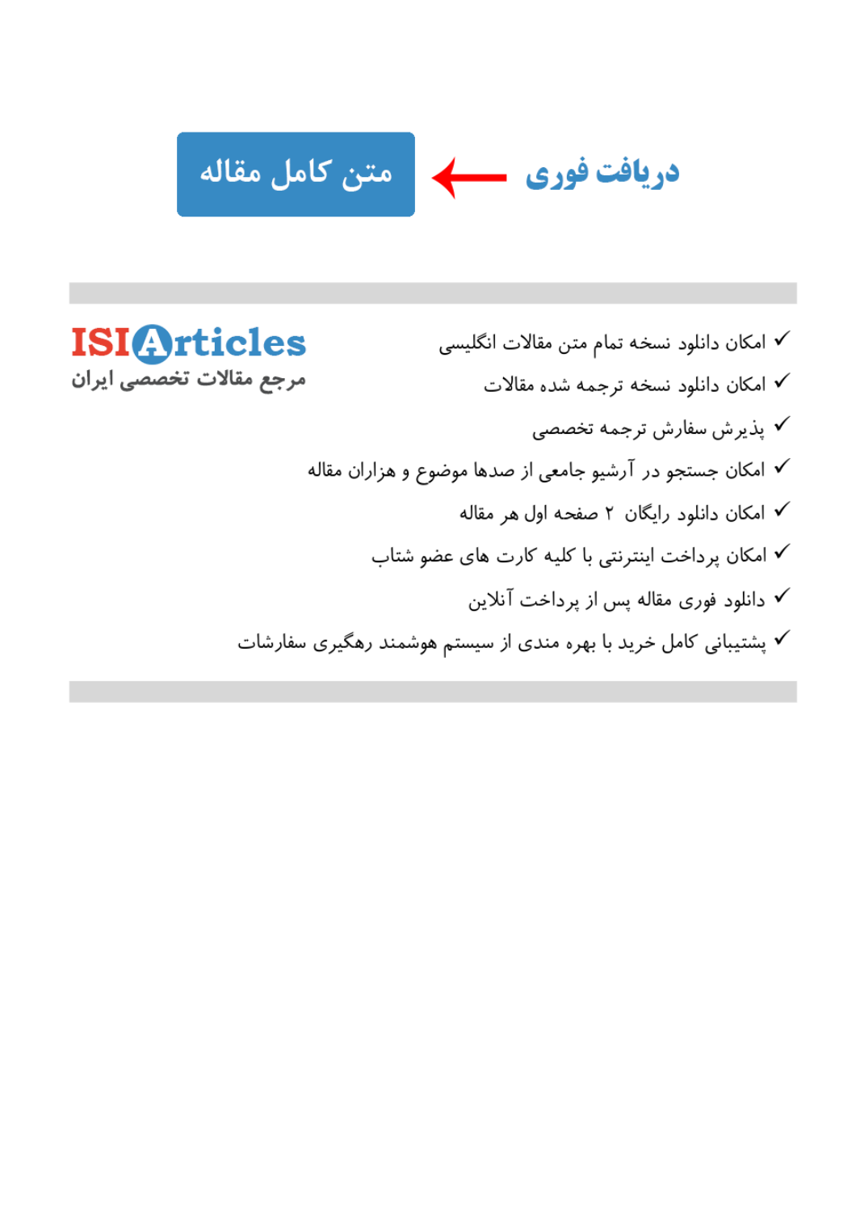دریافت فوری ← متن کامل مقاله

**ISIArticles**
مرجع مقالات تخصصی ایران

- ✓ امکان دانلود نسخه تمام متن مقالات انگلیسی
- ✓ امکان دانلود نسخه ترجمه شده مقالات
- ✓ پذیرش سفارش ترجمه تخصصی
- ✓ امکان جستجو در آرشیو جامعی از صدها موضوع و هزاران مقاله
- ✓ امکان دانلود رایگان ۲ صفحه اول هر مقاله
- ✓ امکان پرداخت اینترنتی با کلیه کارت های عضو شتاب
- ✓ دانلود فوری مقاله پس از پرداخت آنلاین
- ✓ پشتیبانی کامل خرید با بهره مندی از سیستم هوشمند رهگیری سفارشات